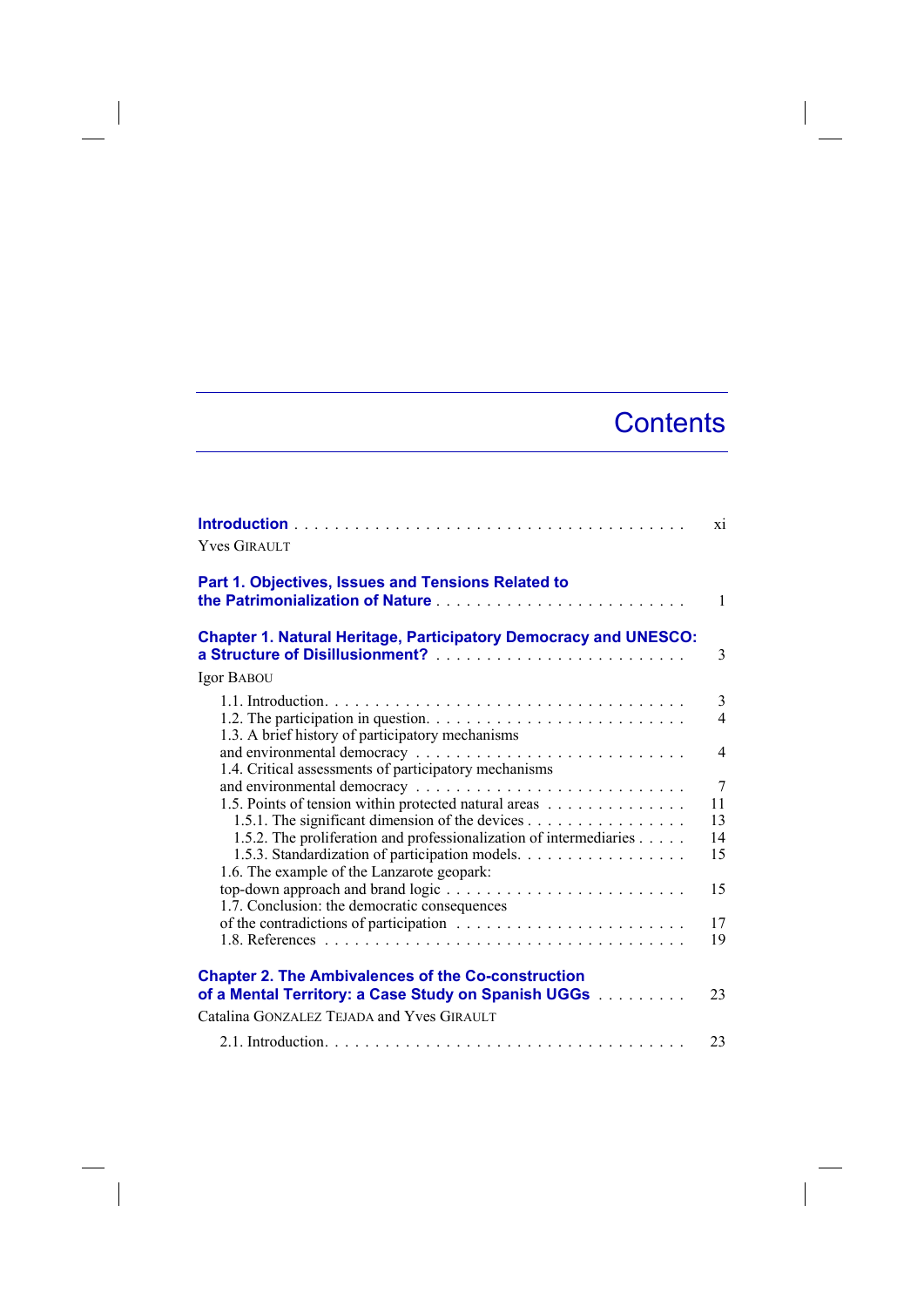# Contents

**Introduction** . . . . . . . . . . . . . . . . . . . . . . . . . . . . . . . . . . . . . . . xi
Yves GIRAULT

**Part 1. Objectives, Issues and Tensions Related to the Patrimonialization of Nature** . . . . . . . . . . . . . . . . . . . . . . . . . 1

**Chapter 1. Natural Heritage, Participatory Democracy and UNESCO: a Structure of Disillusionment?** . . . . . . . . . . . . . . . . . . . . . . . . . 3
Igor BABOU

1.1. Introduction. . . . . . . . . . . . . . . . . . . . . . . . . . . . . . . . . . . . . 3
1.2. The participation in question. . . . . . . . . . . . . . . . . . . . . . . . . . 4
1.3. A brief history of participatory mechanisms and environmental democracy . . . . . . . . . . . . . . . . . . . . . . . . . . . 4
1.4. Critical assessments of participatory mechanisms and environmental democracy . . . . . . . . . . . . . . . . . . . . . . . . . . . 7
1.5. Points of tension within protected natural areas . . . . . . . . . . . . . . 11
1.5.1. The significant dimension of the devices . . . . . . . . . . . . . . . . 13
1.5.2. The proliferation and professionalization of intermediaries . . . . . 14
1.5.3. Standardization of participation models. . . . . . . . . . . . . . . . . 15
1.6. The example of the Lanzarote geopark: top-down approach and brand logic . . . . . . . . . . . . . . . . . . . . . . . . 15
1.7. Conclusion: the democratic consequences of the contradictions of participation . . . . . . . . . . . . . . . . . . . . . . . 17
1.8. References . . . . . . . . . . . . . . . . . . . . . . . . . . . . . . . . . . . . 19

**Chapter 2. The Ambivalences of the Co-construction of a Mental Territory: a Case Study on Spanish UGGs** . . . . . . . . . 23
Catalina GONZALEZ TEJADA and Yves GIRAULT

2.1. Introduction. . . . . . . . . . . . . . . . . . . . . . . . . . . . . . . . . . . . . 23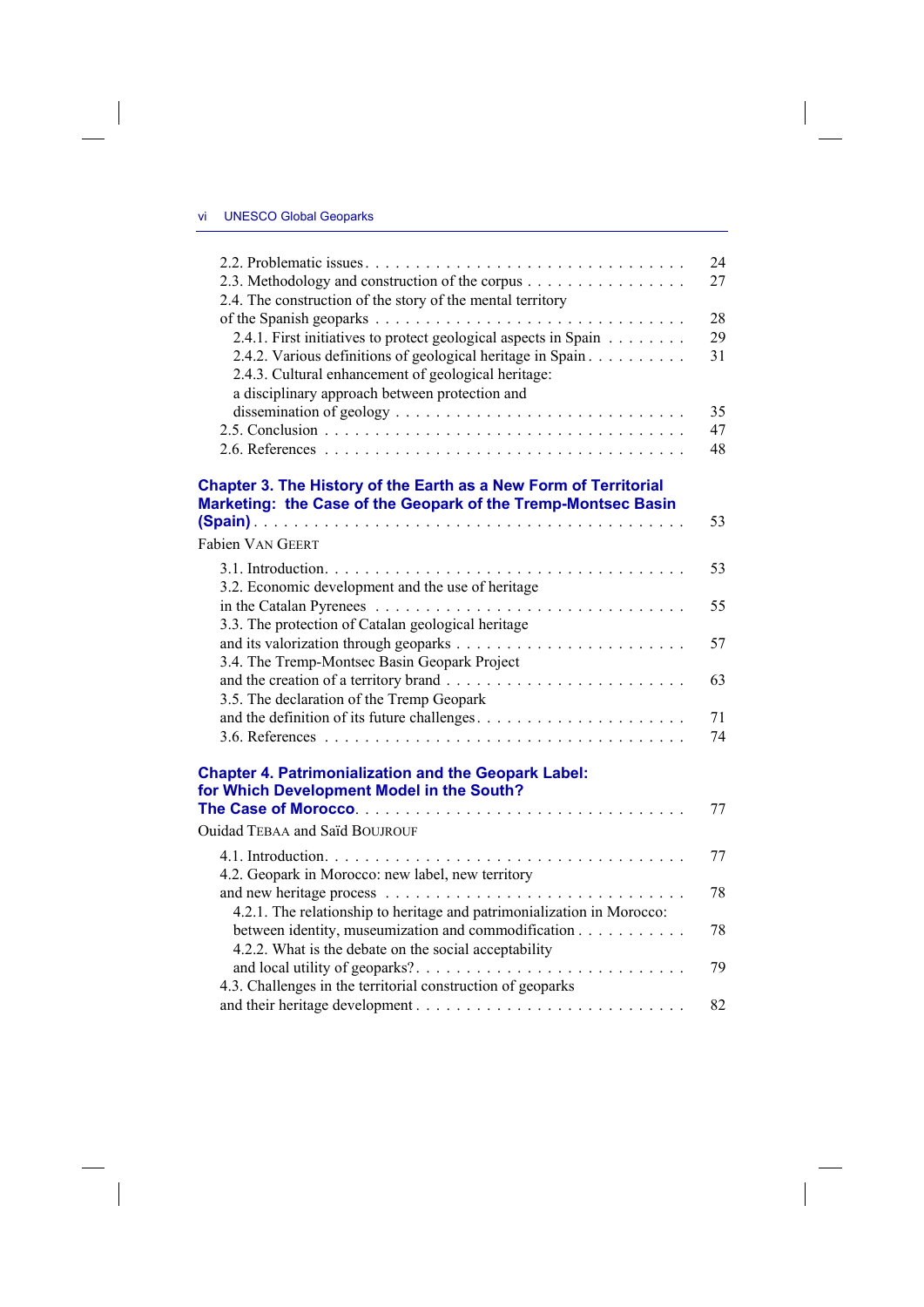2.2. Problematic issues . . . . . . . . . . . . . . . . . . . . . . . . . . . . . . . 24

2.3. Methodology and construction of the corpus . . . . . . . . . . . . . . . . 27

2.4. The construction of the story of the mental territory of the Spanish geoparks . . . . . . . . . . . . . . . . . . . . . . . . . . . . . . 28

2.4.1. First initiatives to protect geological aspects in Spain . . . . . . . . 29

2.4.2. Various definitions of geological heritage in Spain . . . . . . . . . . 31

2.4.3. Cultural enhancement of geological heritage: a disciplinary approach between protection and dissemination of geology . . . . . . . . . . . . . . . . . . . . . . . . . . . 35

2.5. Conclusion . . . . . . . . . . . . . . . . . . . . . . . . . . . . . . . . . . 47

2.6. References . . . . . . . . . . . . . . . . . . . . . . . . . . . . . . . . . . 48

**Chapter 3. The History of the Earth as a New Form of Territorial Marketing: the Case of the Geopark of the Tremp-Montsec Basin (Spain)** . . . . . . . . . . . . . . . . . . . . . . . . . . . . . . . . . . . . . . . . . . . . 53

Fabien VAN GEERT

3.1. Introduction . . . . . . . . . . . . . . . . . . . . . . . . . . . . . . . . . 53

3.2. Economic development and the use of heritage in the Catalan Pyrenees . . . . . . . . . . . . . . . . . . . . . . . . . . . . . . . 55

3.3. The protection of Catalan geological heritage and its valorization through geoparks . . . . . . . . . . . . . . . . . . . . . . . 57

3.4. The Tremp-Montsec Basin Geopark Project and the creation of a territory brand . . . . . . . . . . . . . . . . . . . . . . . 63

3.5. The declaration of the Tremp Geopark and the definition of its future challenges . . . . . . . . . . . . . . . . . . . . . 71

3.6. References . . . . . . . . . . . . . . . . . . . . . . . . . . . . . . . . . . 74

**Chapter 4. Patrimonialization and the Geopark Label: for Which Development Model in the South? The Case of Morocco** . . . . . . . . . . . . . . . . . . . . . . . . . . . . . . . . . 77

Ouidad TEBAA and Saïd BOUJROUF

4.1. Introduction . . . . . . . . . . . . . . . . . . . . . . . . . . . . . . . . . 77

4.2. Geopark in Morocco: new label, new territory and new heritage process . . . . . . . . . . . . . . . . . . . . . . . . . . . . . 78

4.2.1. The relationship to heritage and patrimonialization in Morocco: between identity, museumization and commodification . . . . . . . . . . . 78

4.2.2. What is the debate on the social acceptability and local utility of geoparks? . . . . . . . . . . . . . . . . . . . . . . . . . . 79

4.3. Challenges in the territorial construction of geoparks and their heritage development . . . . . . . . . . . . . . . . . . . . . . . . . 82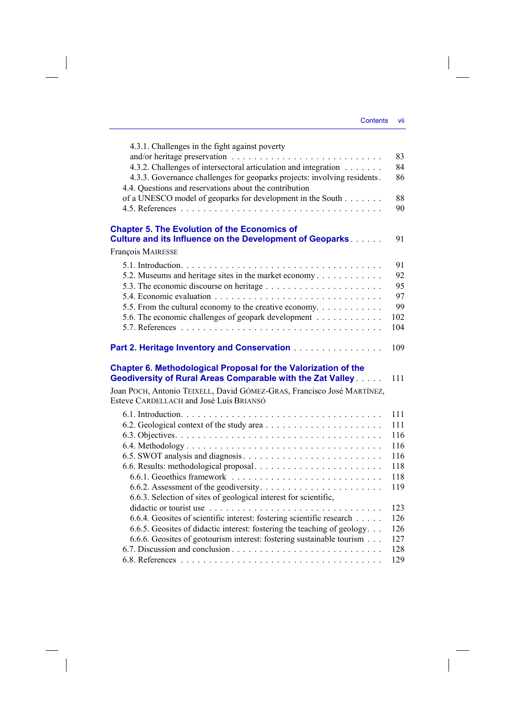4.3.1. Challenges in the fight against poverty and/or heritage preservation . . . . . . . . . . . . . . . . . . . . . . . . . . 83
4.3.2. Challenges of intersectoral articulation and integration . . . . . . . 84
4.3.3. Governance challenges for geoparks projects: involving residents . 86
4.4. Questions and reservations about the contribution of a UNESCO model of geoparks for development in the South . . . . . . . 88
4.5. References . . . . . . . . . . . . . . . . . . . . . . . . . . . . . . . . . 90

**Chapter 5. The Evolution of the Economics of Culture and its Influence on the Development of Geoparks** . . . . . . 91

François MAIRESSE

5.1. Introduction. . . . . . . . . . . . . . . . . . . . . . . . . . . . . . . . . 91
5.2. Museums and heritage sites in the market economy . . . . . . . . . . . 92
5.3. The economic discourse on heritage . . . . . . . . . . . . . . . . . . . . 95
5.4. Economic evaluation . . . . . . . . . . . . . . . . . . . . . . . . . . . . 97
5.5. From the cultural economy to the creative economy. . . . . . . . . . . 99
5.6. The economic challenges of geopark development . . . . . . . . . . . 102
5.7. References . . . . . . . . . . . . . . . . . . . . . . . . . . . . . . . . . 104

**Part 2. Heritage Inventory and Conservation** . . . . . . . . . . . . . . . . 109

**Chapter 6. Methodological Proposal for the Valorization of the Geodiversity of Rural Areas Comparable with the Zat Valley** . . . . . 111

Joan POCH, Antonio TEIXELL, David GÓMEZ-GRAS, Francisco José MARTÍNEZ, Esteve CARDELLACH and José Luis BRIANSÓ

6.1. Introduction. . . . . . . . . . . . . . . . . . . . . . . . . . . . . . . . . 111
6.2. Geological context of the study area . . . . . . . . . . . . . . . . . . . 111
6.3. Objectives. . . . . . . . . . . . . . . . . . . . . . . . . . . . . . . . . . 116
6.4. Methodology . . . . . . . . . . . . . . . . . . . . . . . . . . . . . . . . 116
6.5. SWOT analysis and diagnosis. . . . . . . . . . . . . . . . . . . . . . . 116
6.6. Results: methodological proposal. . . . . . . . . . . . . . . . . . . . . 118
6.6.1. Geoethics framework . . . . . . . . . . . . . . . . . . . . . . . . . . 118
6.6.2. Assessment of the geodiversity. . . . . . . . . . . . . . . . . . . . . 119
6.6.3. Selection of sites of geological interest for scientific, didactic or tourist use . . . . . . . . . . . . . . . . . . . . . . . . . . . . . 123
6.6.4. Geosites of scientific interest: fostering scientific research . . . . . 126
6.6.5. Geosites of didactic interest: fostering the teaching of geology. . . 126
6.6.6. Geosites of geotourism interest: fostering sustainable tourism . . . 127
6.7. Discussion and conclusion . . . . . . . . . . . . . . . . . . . . . . . . 128
6.8. References . . . . . . . . . . . . . . . . . . . . . . . . . . . . . . . . . 129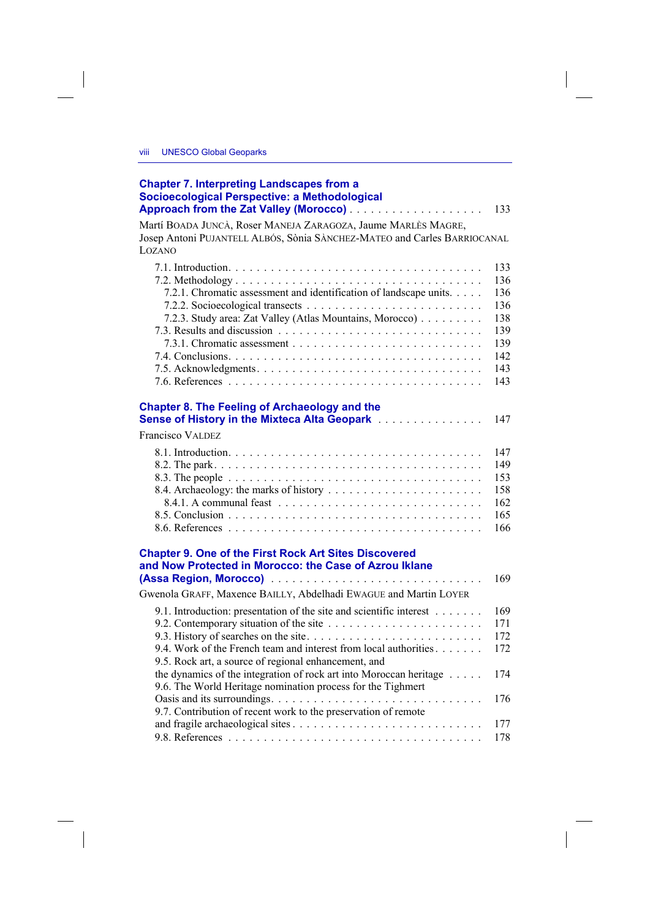**Chapter 7. Interpreting Landscapes from a Socioecological Perspective: a Methodological Approach from the Zat Valley (Morocco)** . . . . . . . . . . . . . . . . . . . 133

Martí BOADA JUNCÀ, Roser MANEJA ZARAGOZA, Jaume MARLÈS MAGRE, Josep Antoni PUJANTELL ALBÓS, Sònia SÀNCHEZ-MATEO and Carles BARRIOCANAL LOZANO

7.1. Introduction . . . . . . . . . . . . . . . . . . . . . . . . . . . . . . . . . . . 133
7.2. Methodology . . . . . . . . . . . . . . . . . . . . . . . . . . . . . . . . . . 136
  7.2.1. Chromatic assessment and identification of landscape units. . . . . 136
  7.2.2. Socioecological transects . . . . . . . . . . . . . . . . . . . . . . . . 136
  7.2.3. Study area: Zat Valley (Atlas Mountains, Morocco) . . . . . . . . . 138
7.3. Results and discussion . . . . . . . . . . . . . . . . . . . . . . . . . . . . 139
  7.3.1. Chromatic assessment . . . . . . . . . . . . . . . . . . . . . . . . . . 139
7.4. Conclusions. . . . . . . . . . . . . . . . . . . . . . . . . . . . . . . . . . . 142
7.5. Acknowledgments. . . . . . . . . . . . . . . . . . . . . . . . . . . . . . . 143
7.6. References . . . . . . . . . . . . . . . . . . . . . . . . . . . . . . . . . . . 143

**Chapter 8. The Feeling of Archaeology and the Sense of History in the Mixteca Alta Geopark** . . . . . . . . . . . . . . . 147

Francisco VALDEZ

8.1. Introduction. . . . . . . . . . . . . . . . . . . . . . . . . . . . . . . . . . . 147
8.2. The park. . . . . . . . . . . . . . . . . . . . . . . . . . . . . . . . . . . . . 149
8.3. The people . . . . . . . . . . . . . . . . . . . . . . . . . . . . . . . . . . . 153
8.4. Archaeology: the marks of history . . . . . . . . . . . . . . . . . . . . . 158
  8.4.1. A communal feast . . . . . . . . . . . . . . . . . . . . . . . . . . . . 162
8.5. Conclusion . . . . . . . . . . . . . . . . . . . . . . . . . . . . . . . . . . . 165
8.6. References . . . . . . . . . . . . . . . . . . . . . . . . . . . . . . . . . . . 166

**Chapter 9. One of the First Rock Art Sites Discovered and Now Protected in Morocco: the Case of Azrou Iklane (Assa Region, Morocco)** . . . . . . . . . . . . . . . . . . . . . . . . . . . . 169

Gwenola GRAFF, Maxence BAILLY, Abdelhadi EWAGUE and Martin LOYER

9.1. Introduction: presentation of the site and scientific interest . . . . . . . 169
9.2. Contemporary situation of the site . . . . . . . . . . . . . . . . . . . . . 171
9.3. History of searches on the site. . . . . . . . . . . . . . . . . . . . . . . . 172
9.4. Work of the French team and interest from local authorities. . . . . . . 172
9.5. Rock art, a source of regional enhancement, and the dynamics of the integration of rock art into Moroccan heritage . . . . . 174
9.6. The World Heritage nomination process for the Tighmert Oasis and its surroundings. . . . . . . . . . . . . . . . . . . . . . . . . . . . 176
9.7. Contribution of recent work to the preservation of remote and fragile archaeological sites . . . . . . . . . . . . . . . . . . . . . . . . . 177
9.8. References . . . . . . . . . . . . . . . . . . . . . . . . . . . . . . . . . . . 178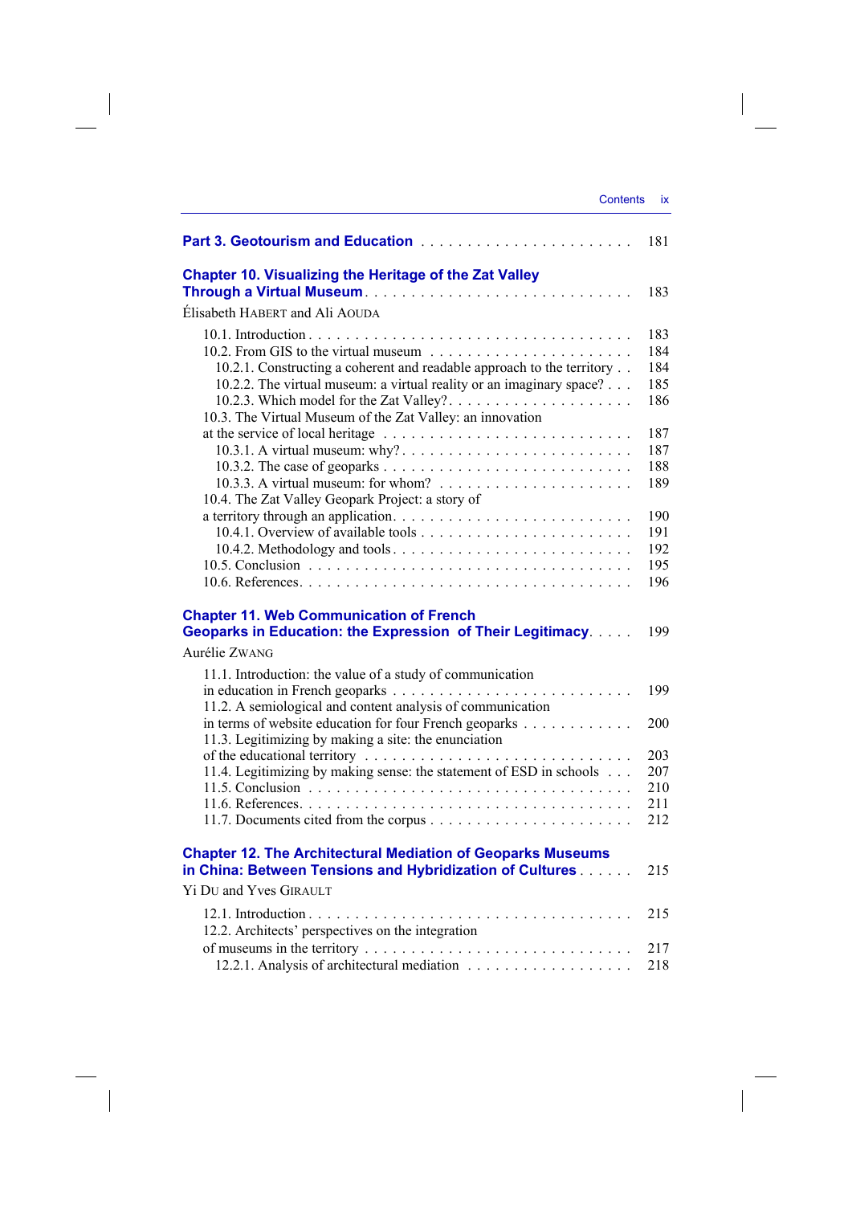**Part 3. Geotourism and Education** . . . . . . . . . . . . . . . . . . . . . . . 181

**Chapter 10. Visualizing the Heritage of the Zat Valley Through a Virtual Museum** . . . . . . . . . . . . . . . . . . . . . . . . . . . . 183

Élisabeth HABERT and Ali AOUDA

- 10.1. Introduction . . . . . . . . . . . . . . . . . . . . . . . . . . . . . . . . . 183
- 10.2. From GIS to the virtual museum . . . . . . . . . . . . . . . . . . . . . 184
  - 10.2.1. Constructing a coherent and readable approach to the territory . . 184
  - 10.2.2. The virtual museum: a virtual reality or an imaginary space? . . . 185
  - 10.2.3. Which model for the Zat Valley? . . . . . . . . . . . . . . . . . . . 186
- 10.3. The Virtual Museum of the Zat Valley: an innovation at the service of local heritage . . . . . . . . . . . . . . . . . . . . . . . . . 187
  - 10.3.1. A virtual museum: why? . . . . . . . . . . . . . . . . . . . . . . . . 187
  - 10.3.2. The case of geoparks . . . . . . . . . . . . . . . . . . . . . . . . . 188
  - 10.3.3. A virtual museum: for whom? . . . . . . . . . . . . . . . . . . . . 189
- 10.4. The Zat Valley Geopark Project: a story of a territory through an application . . . . . . . . . . . . . . . . . . . . . . . . 190
  - 10.4.1. Overview of available tools . . . . . . . . . . . . . . . . . . . . . . 191
  - 10.4.2. Methodology and tools . . . . . . . . . . . . . . . . . . . . . . . . 192
- 10.5. Conclusion . . . . . . . . . . . . . . . . . . . . . . . . . . . . . . . . . 195
- 10.6. References . . . . . . . . . . . . . . . . . . . . . . . . . . . . . . . . . 196

**Chapter 11. Web Communication of French Geoparks in Education: the Expression of Their Legitimacy** . . . . . 199

Aurélie ZWANG

- 11.1. Introduction: the value of a study of communication in education in French geoparks . . . . . . . . . . . . . . . . . . . . . . . . . 199
- 11.2. A semiological and content analysis of communication in terms of website education for four French geoparks . . . . . . . . . . . 200
- 11.3. Legitimizing by making a site: the enunciation of the educational territory . . . . . . . . . . . . . . . . . . . . . . . . . . . 203
- 11.4. Legitimizing by making sense: the statement of ESD in schools . . . 207
- 11.5. Conclusion . . . . . . . . . . . . . . . . . . . . . . . . . . . . . . . . . 210
- 11.6. References . . . . . . . . . . . . . . . . . . . . . . . . . . . . . . . . . 211
- 11.7. Documents cited from the corpus . . . . . . . . . . . . . . . . . . . . . 212

**Chapter 12. The Architectural Mediation of Geoparks Museums in China: Between Tensions and Hybridization of Cultures** . . . . . . 215

Yi DU and Yves GIRAULT

- 12.1. Introduction . . . . . . . . . . . . . . . . . . . . . . . . . . . . . . . . . 215
- 12.2. Architects' perspectives on the integration of museums in the territory . . . . . . . . . . . . . . . . . . . . . . . . . . . . 217
  - 12.2.1. Analysis of architectural mediation . . . . . . . . . . . . . . . . . . 218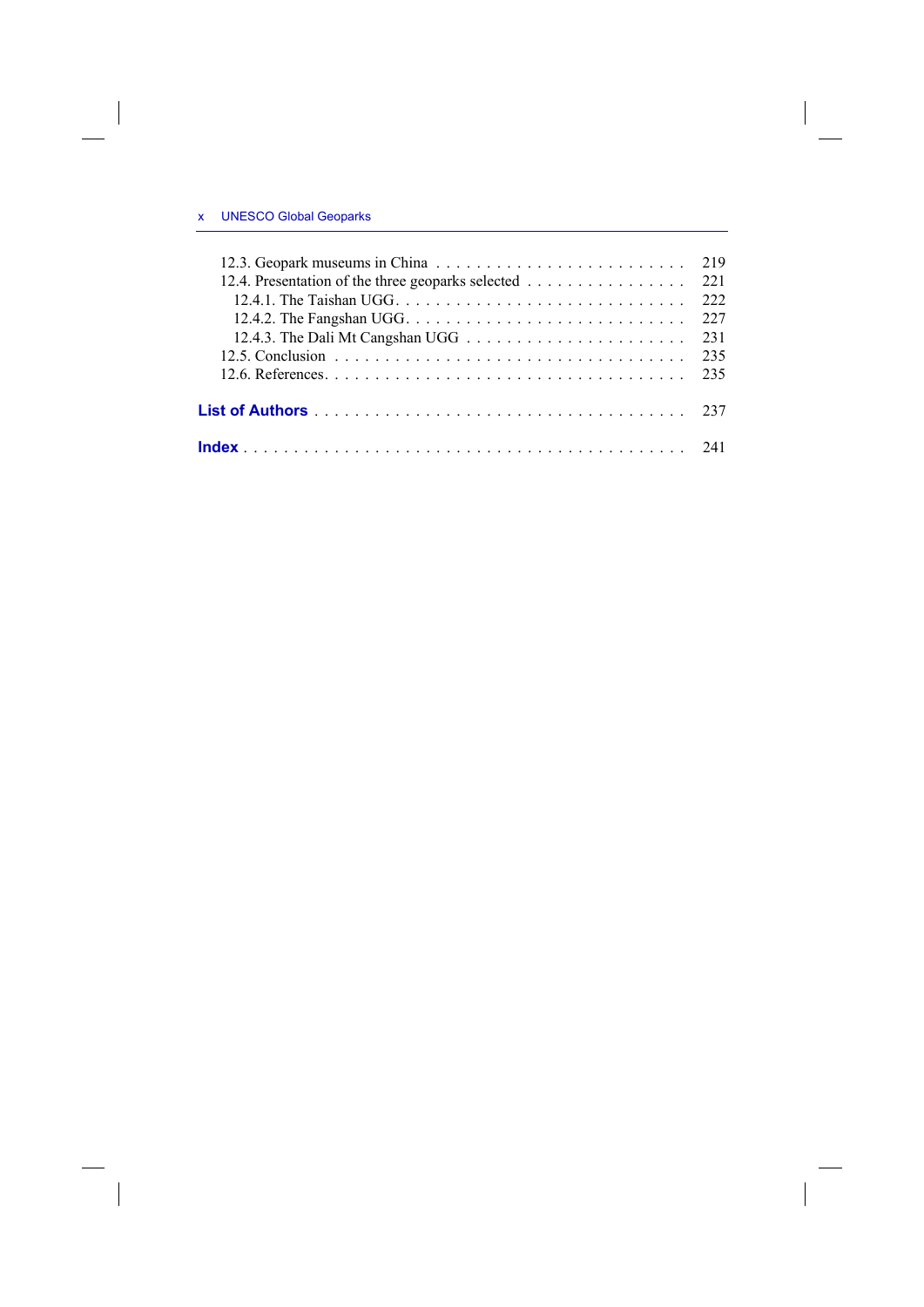12.3. Geopark museums in China . . . . . . . . . . . . . . . . . . . . . . . . . 219
12.4. Presentation of the three geoparks selected . . . . . . . . . . . . . . . . 221
12.4.1. The Taishan UGG. . . . . . . . . . . . . . . . . . . . . . . . . . . . . 222
12.4.2. The Fangshan UGG. . . . . . . . . . . . . . . . . . . . . . . . . . . . 227
12.4.3. The Dali Mt Cangshan UGG . . . . . . . . . . . . . . . . . . . . . . 231
12.5. Conclusion . . . . . . . . . . . . . . . . . . . . . . . . . . . . . . . . . . . 235
12.6. References. . . . . . . . . . . . . . . . . . . . . . . . . . . . . . . . . . . 235

**List of Authors** . . . . . . . . . . . . . . . . . . . . . . . . . . . . . . . . . . 237

**Index** . . . . . . . . . . . . . . . . . . . . . . . . . . . . . . . . . . . . . . . . . 241